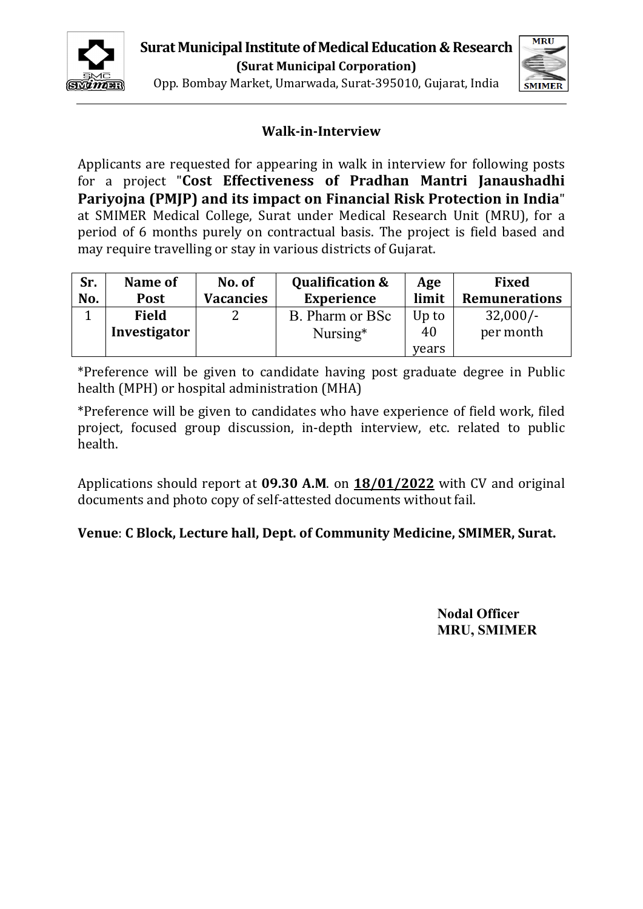# Surat Municipal Institute of Medical Education & Research

**(Surat Municipal Corporation)**

Opp. Bombay Market, Umarwada, Surat-395010, Gujarat, India

## Walk-in-Interview

Applicants are requested for appearing in walk in interview for following posts for a project "**Cost Effectiveness of Pradhan Mantri Janaushadhi Pariyojna (PMJP) and its impact on Financial Risk Protection in India**" at SMIMER Medical College, Surat under Medical Research Unit (MRU), for a period of 6 months purely on contractual basis. The project is field based and may require travelling or stay in various districts of Gujarat.

| Sr. No. | Name of Post | No. of Vacancies | Qualification & Experience | Age limit | Fixed Remunerations |
|---|---|---|---|---|---|
| 1 | **Field Investigator** | 2 | B. Pharm or BSc Nursing* | Up to 40 years | 32,000/- per month |

*Preference will be given to candidate having post graduate degree in Public health (MPH) or hospital administration (MHA)

*Preference will be given to candidates who have experience of field work, filed project, focused group discussion, in-depth interview, etc. related to public health.

Applications should report at **09.30 A.M**. on **<u>18/01/2022</u>** with CV and original documents and photo copy of self-attested documents without fail.

**Venue**: **C Block, Lecture hall, Dept. of Community Medicine, SMIMER, Surat.**

**Nodal Officer**
**MRU, SMIMER**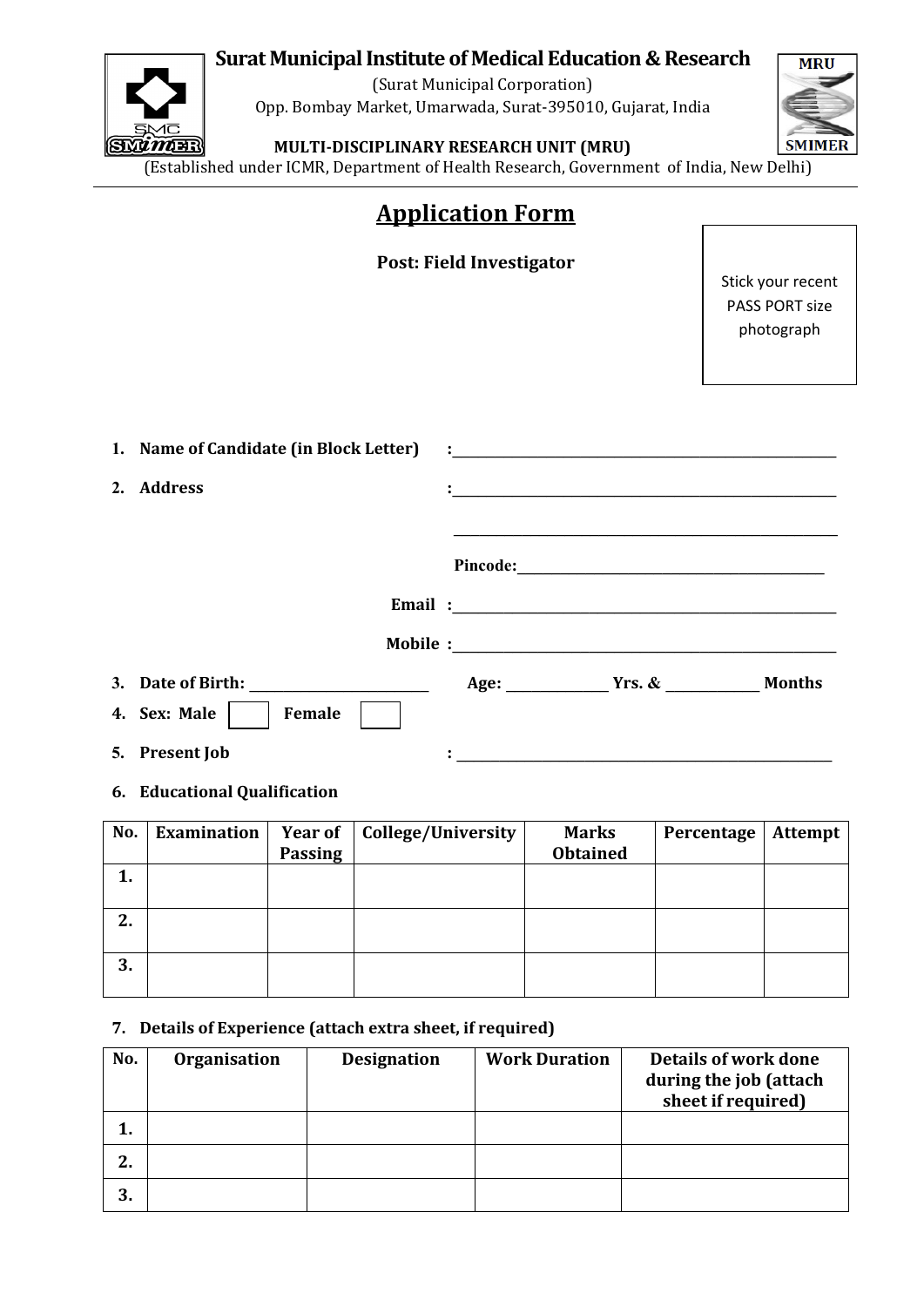**Surat Municipal Institute of Medical Education & Research**

(Surat Municipal Corporation)

Opp. Bombay Market, Umarwada, Surat-395010, Gujarat, India

**MULTI-DISCIPLINARY RESEARCH UNIT (MRU)**

(Established under ICMR, Department of Health Research, Government of India, New Delhi)

# Application Form

**Post: Field Investigator**

Stick your recent PASS PORT size photograph

1. **Name of Candidate (in Block Letter)** :____________________
2. **Address** :____________________

   ____________________

   **Pincode:**____________________

   **Email** :____________________

   **Mobile** :____________________
3. **Date of Birth:** ____________ **Age:** ________ **Yrs. &** ________ **Months**
4. **Sex: Male** ☐ **Female** ☐
5. **Present Job** : ____________________
6. **Educational Qualification**

| No. | Examination | Year of Passing | College/University | Marks Obtained | Percentage | Attempt |
|---|---|---|---|---|---|---|
| 1. | | | | | | |
| 2. | | | | | | |
| 3. | | | | | | |

7. **Details of Experience (attach extra sheet, if required)**

| No. | Organisation | Designation | Work Duration | Details of work done during the job (attach sheet if required) |
|---|---|---|---|---|
| 1. | | | | |
| 2. | | | | |
| 3. | | | | |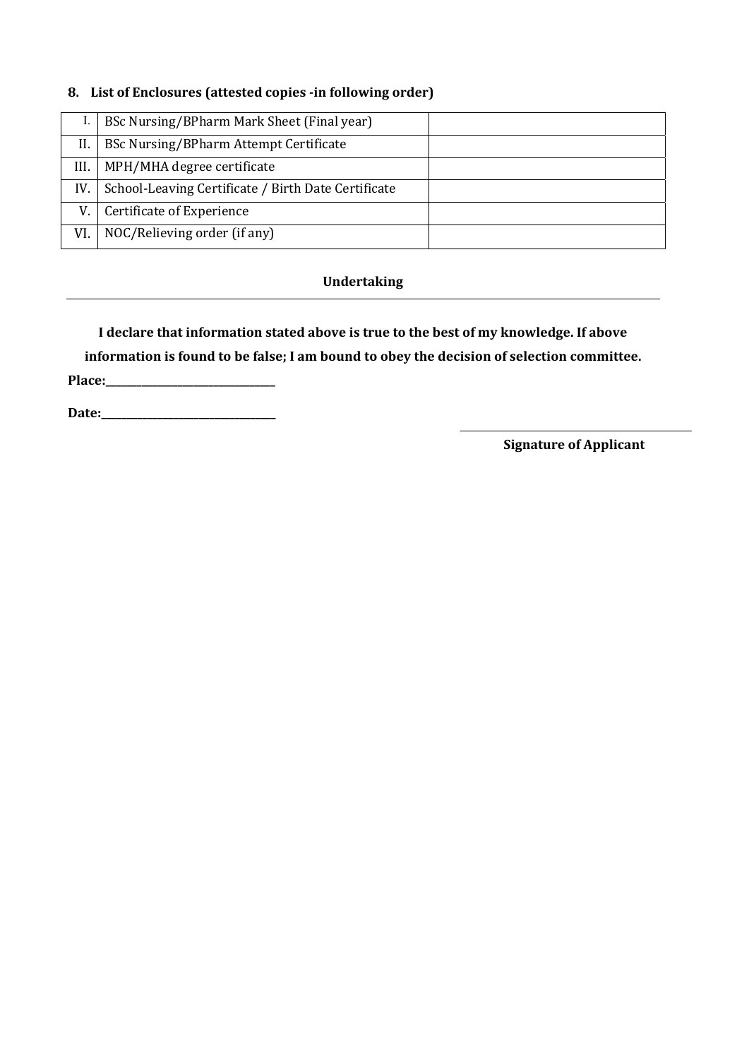**8. List of Enclosures (attested copies -in following order)**

| | | |
|---|---|---|
| I. | BSc Nursing/BPharm Mark Sheet (Final year) | |
| II. | BSc Nursing/BPharm Attempt Certificate | |
| III. | MPH/MHA degree certificate | |
| IV. | School-Leaving Certificate / Birth Date Certificate | |
| V. | Certificate of Experience | |
| VI. | NOC/Relieving order (if any) | |

**Undertaking**

---

**I declare that information stated above is true to the best of my knowledge. If above information is found to be false; I am bound to obey the decision of selection committee.**

**Place:______________________________**

**Date:______________________________**

______________________________

**Signature of Applicant**